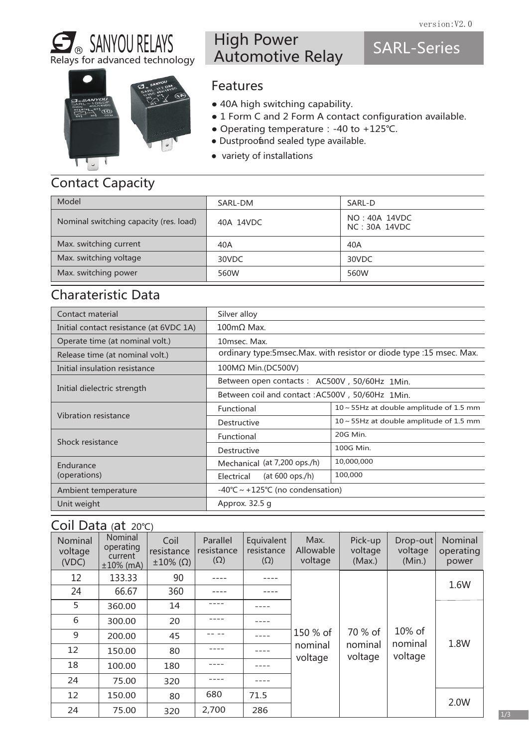version:V2.0

# SANYOU RELAYS

Relays for advanced technology

# High Power Automotive Relay

# SARL-Series

## Features

- 40A high switching capability.
- 1 Form C and 2 Form A contact configuration available.
- Operating temperature：-40 to +125℃.
- Dustproofand sealed type available.
- variety of installations

## Contact Capacity

| Model | SARL-DM | SARL-D |
|---|---|---|
| Nominal switching capacity (res. load) | 40A 14VDC | NO：40A 14VDC<br>NC：30A 14VDC |
| Max. switching current | 40A | 40A |
| Max. switching voltage | 30VDC | 30VDC |
| Max. switching power | 560W | 560W |

## Charateristic Data

| | | |
|---|---|---|
| Contact material | Silver alloy | |
| Initial contact resistance (at 6VDC 1A) | 100mΩ Max. | |
| Operate time (at nominal volt.) | 10msec. Max. | |
| Release time (at nominal volt.) | ordinary type:5msec.Max. with resistor or diode type :15 msec. Max. | |
| Initial insulation resistance | 100MΩ Min.(DC500V) | |
| Initial dielectric strength | Between open contacts： AC500V，50/60Hz 1Min. | |
| | Between coil and contact :AC500V，50/60Hz 1Min. | |
| Vibration resistance | Functional | 10～55Hz at double amplitude of 1.5 mm |
| | Destructive | 10～55Hz at double amplitude of 1.5 mm |
| Shock resistance | Functional | 20G Min. |
| | Destructive | 100G Min. |
| Endurance (operations) | Mechanical (at 7,200 ops./h) | 10,000,000 |
| | Electrical (at 600 ops./h) | 100,000 |
| Ambient temperature | -40℃～+125℃ (no condensation) | |
| Unit weight | Approx. 32.5 g | |

## Coil Data (at 20℃)

| Nominal voltage (VDC) | Nominal operating current ±10% (mA) | Coil resistance ±10% (Ω) | Parallel resistance (Ω) | Equivalent resistance (Ω) | Max. Allowable voltage | Pick-up voltage (Max.) | Drop-out voltage (Min.) | Nominal operating power |
|---|---|---|---|---|---|---|---|---|
| 12 | 133.33 | 90 | ---- | ---- | 150 % of nominal voltage | 70 % of nominal voltage | 10% of nominal voltage | 1.6W |
| 24 | 66.67 | 360 | ---- | ---- | | | | |
| 5 | 360.00 | 14 | ---- | ---- | | | | 1.8W |
| 6 | 300.00 | 20 | ---- | ---- | | | | |
| 9 | 200.00 | 45 | -- -- | ---- | | | | |
| 12 | 150.00 | 80 | ---- | ---- | | | | |
| 18 | 100.00 | 180 | ---- | ---- | | | | |
| 24 | 75.00 | 320 | ---- | ---- | | | | |
| 12 | 150.00 | 80 | 680 | 71.5 | | | | 2.0W |
| 24 | 75.00 | 320 | 2,700 | 286 | | | | |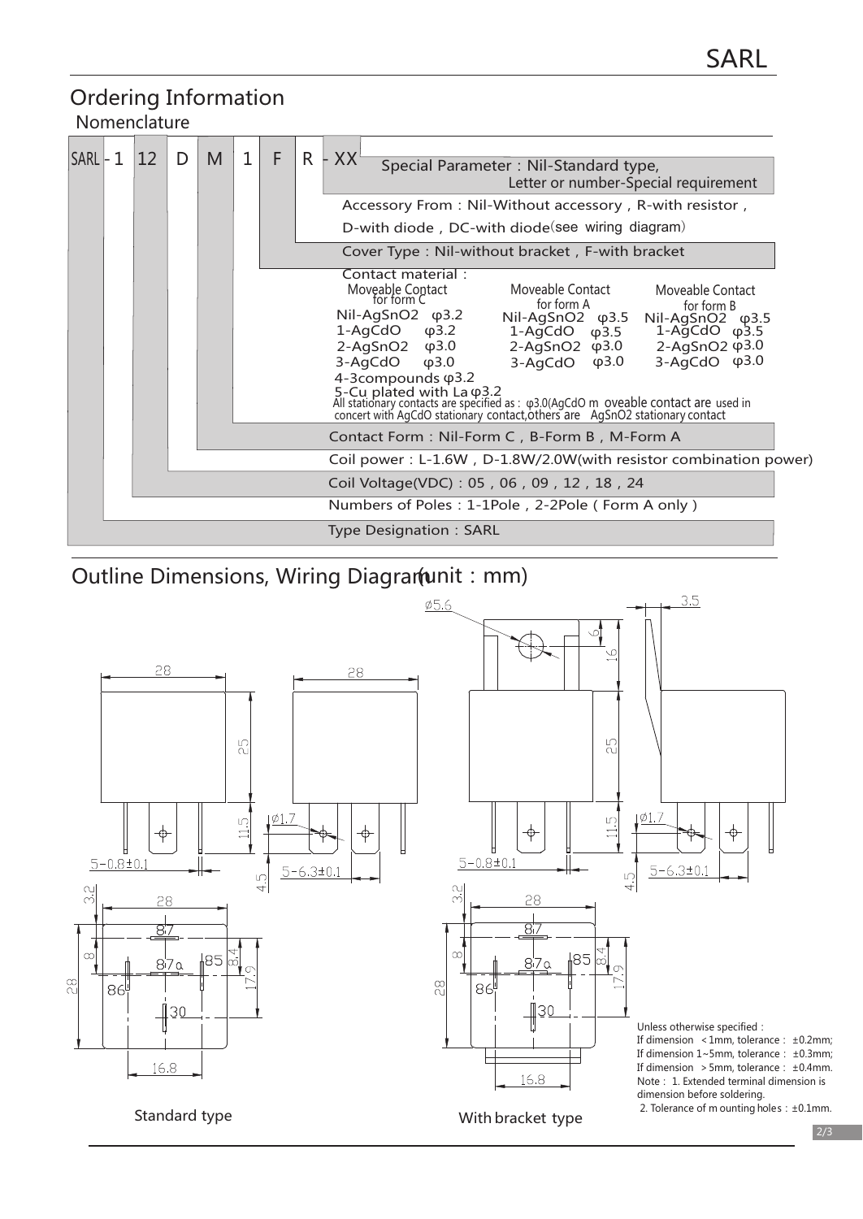## Ordering Information

### Nomenclature

SARL - 1 12 D M 1 F R - XX

- **Special Parameter**: Nil-Standard type, Letter or number-Special requirement
- **Accessory From**: Nil-Without accessory, R-with resistor, D-with diode, DC-with diode(see wiring diagram)
- **Cover Type**: Nil-without bracket, F-with bracket
- **Contact material**:

| Moveable Contact for form C | | Moveable Contact for form A | | Moveable Contact for form B | |
|---|---|---|---|---|---|
| Nil-AgSnO2 | φ3.2 | Nil-AgSnO2 | φ3.5 | Nil-AgSnO2 | φ3.5 |
| 1-AgCdO | φ3.2 | 1-AgCdO | φ3.5 | 1-AgCdO | φ3.5 |
| 2-AgSnO2 | φ3.0 | 2-AgSnO2 | φ3.0 | 2-AgSnO2 | φ3.0 |
| 3-AgCdO | φ3.0 | 3-AgCdO | φ3.0 | 3-AgCdO | φ3.0 |
| 4-3compounds | φ3.2 | | | | |
| 5-Cu plated with La | φ3.2 | | | | |

All stationary contacts are specified as: φ3.0(AgCdO moveable contact are used in concert with AgCdO stationary contact,others are AgSnO2 stationary contact

- **Contact Form**: Nil-Form C, B-Form B, M-Form A
- **Coil power**: L-1.6W, D-1.8W/2.0W(with resistor combination power)
- **Coil Voltage(VDC)**: 05, 06, 09, 12, 18, 24
- **Numbers of Poles**: 1-1Pole, 2-2Pole ( Form A only )
- **Type Designation**: SARL

## Outline Dimensions, Wiring Diagram(unit: mm)

Standard type

With bracket type

Unless otherwise specified:

If dimension <1mm, tolerance: ±0.2mm;

If dimension 1~5mm, tolerance: ±0.3mm;

If dimension >5mm, tolerance: ±0.4mm.

Note: 1. Extended terminal dimension is dimension before soldering.

2. Tolerance of mounting holes: ±0.1mm.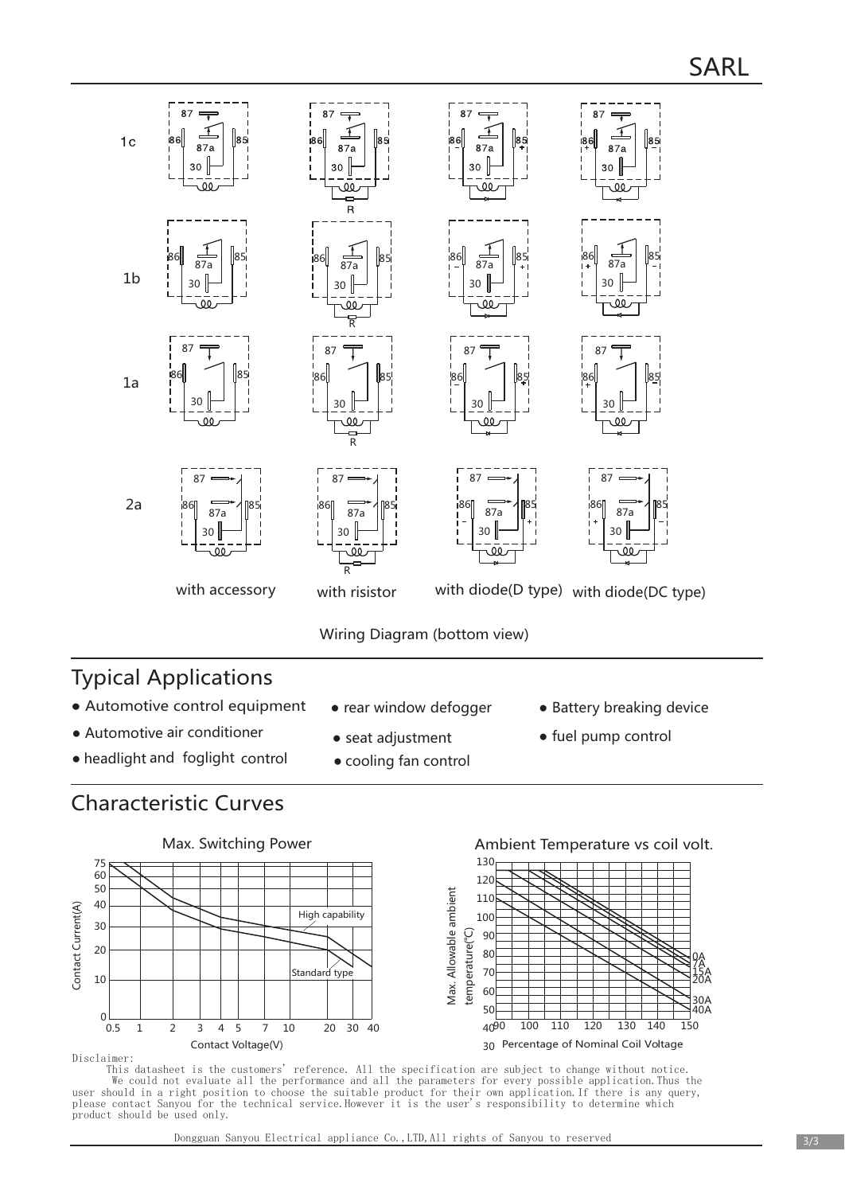Wiring Diagram (bottom view)

1c

1b

1a

2a

87
86
87a
85
30
R
+
−

with accessory

with risistor

with diode(D type)

with diode(DC type)

## Typical Applications

- Automotive control equipment
- Automotive air conditioner
- headlight and foglight control
- rear window defogger
- seat adjustment
- cooling fan control
- Battery breaking device
- fuel pump control

## Characteristic Curves

Max. Switching Power

Contact Current(A)

75
60
50
40
30
20
10
0

0.5 1 2 3 4 5 7 10 20 30 40

Contact Voltage(V)

High capability

Standard type

Ambient Temperature vs coil volt.

Max. Allowable ambient temperature(℃)

130
120
110
100
90
80
70
60
50
40
30

90 100 110 120 130 140 150

Percentage of Nominal Coil Voltage

0A
7A
15A
20A
30A
40A

Disclaimer:

This datasheet is the customers' reference. All the specification are subject to change without notice. We could not evaluate all the performance and all the parameters for every possible application.Thus the user should in a right position to choose the suitable product for their own application.If there is any query, please contact Sanyou for the technical service.However it is the user's responsibility to determine which product should be used only.

Dongguan Sanyou Electrical appliance Co.,LTD,All rights of Sanyou to reserved